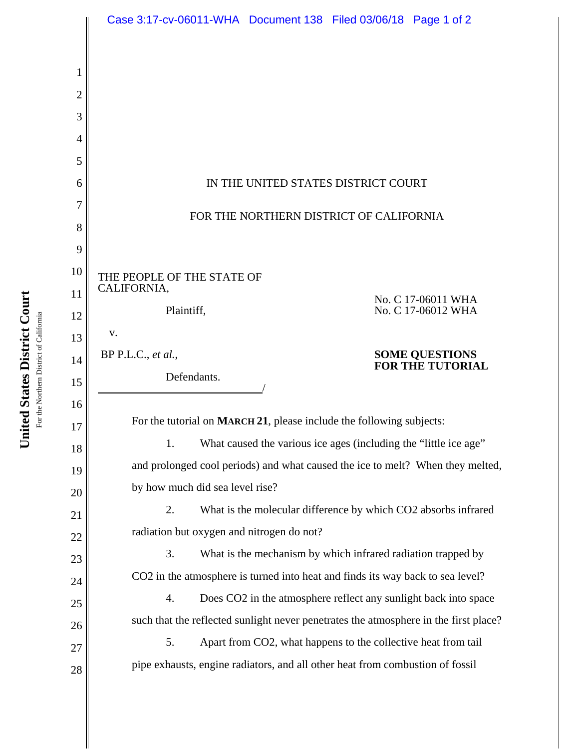IN THE UNITED STATES DISTRICT COURT

FOR THE NORTHERN DISTRICT OF CALIFORNIA

THE PEOPLE OF THE STATE OF CALIFORNIA,

Plaintiff,

v.

BP P.L.C., *et al.*,

Defendants.

No. C 17-06011 WHA
No. C 17-06012 WHA

**SOME QUESTIONS FOR THE TUTORIAL**

For the tutorial on **MARCH 21**, please include the following subjects:

1. What caused the various ice ages (including the "little ice age" and prolonged cool periods) and what caused the ice to melt? When they melted, by how much did sea level rise?

2. What is the molecular difference by which $CO_2$ absorbs infrared radiation but oxygen and nitrogen do not?

3. What is the mechanism by which infrared radiation trapped by $CO_2$ in the atmosphere is turned into heat and finds its way back to sea level?

4. Does $CO_2$ in the atmosphere reflect any sunlight back into space such that the reflected sunlight never penetrates the atmosphere in the first place?

5. Apart from $CO_2$, what happens to the collective heat from tail pipe exhausts, engine radiators, and all other heat from combustion of fossil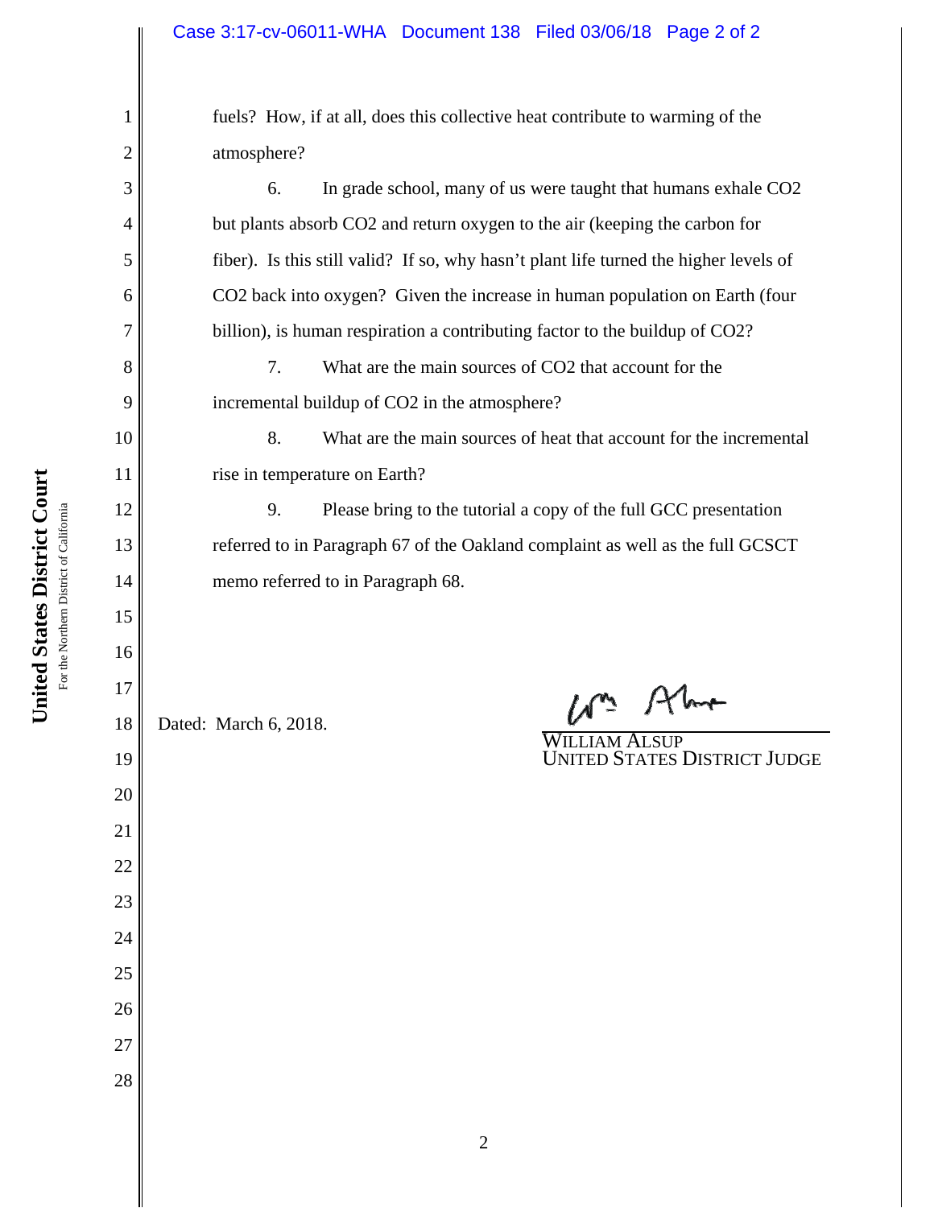fuels? How, if at all, does this collective heat contribute to warming of the atmosphere?

6. In grade school, many of us were taught that humans exhale $CO_2$ but plants absorb $CO_2$ and return oxygen to the air (keeping the carbon for fiber). Is this still valid? If so, why hasn't plant life turned the higher levels of $CO_2$ back into oxygen? Given the increase in human population on Earth (four billion), is human respiration a contributing factor to the buildup of $CO_2$?

7. What are the main sources of $CO_2$ that account for the incremental buildup of $CO_2$ in the atmosphere?

8. What are the main sources of heat that account for the incremental rise in temperature on Earth?

9. Please bring to the tutorial a copy of the full GCC presentation referred to in Paragraph 67 of the Oakland complaint as well as the full GCSCT memo referred to in Paragraph 68.

Dated: March 6, 2018.

WILLIAM ALSUP
UNITED STATES DISTRICT JUDGE